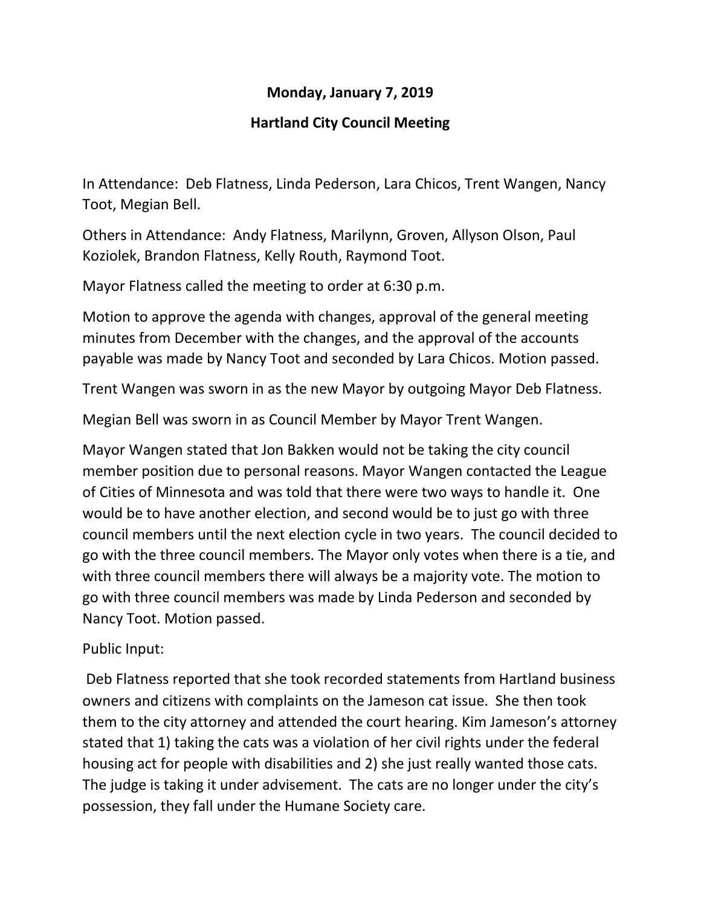**Monday, January 7, 2019**

**Hartland City Council Meeting**

In Attendance: Deb Flatness, Linda Pederson, Lara Chicos, Trent Wangen, Nancy Toot, Megian Bell.

Others in Attendance: Andy Flatness, Marilynn, Groven, Allyson Olson, Paul Koziolek, Brandon Flatness, Kelly Routh, Raymond Toot.

Mayor Flatness called the meeting to order at 6:30 p.m.

Motion to approve the agenda with changes, approval of the general meeting minutes from December with the changes, and the approval of the accounts payable was made by Nancy Toot and seconded by Lara Chicos. Motion passed.

Trent Wangen was sworn in as the new Mayor by outgoing Mayor Deb Flatness.

Megian Bell was sworn in as Council Member by Mayor Trent Wangen.

Mayor Wangen stated that Jon Bakken would not be taking the city council member position due to personal reasons. Mayor Wangen contacted the League of Cities of Minnesota and was told that there were two ways to handle it. One would be to have another election, and second would be to just go with three council members until the next election cycle in two years. The council decided to go with the three council members. The Mayor only votes when there is a tie, and with three council members there will always be a majority vote. The motion to go with three council members was made by Linda Pederson and seconded by Nancy Toot. Motion passed.

Public Input:

Deb Flatness reported that she took recorded statements from Hartland business owners and citizens with complaints on the Jameson cat issue. She then took them to the city attorney and attended the court hearing. Kim Jameson's attorney stated that 1) taking the cats was a violation of her civil rights under the federal housing act for people with disabilities and 2) she just really wanted those cats. The judge is taking it under advisement. The cats are no longer under the city's possession, they fall under the Humane Society care.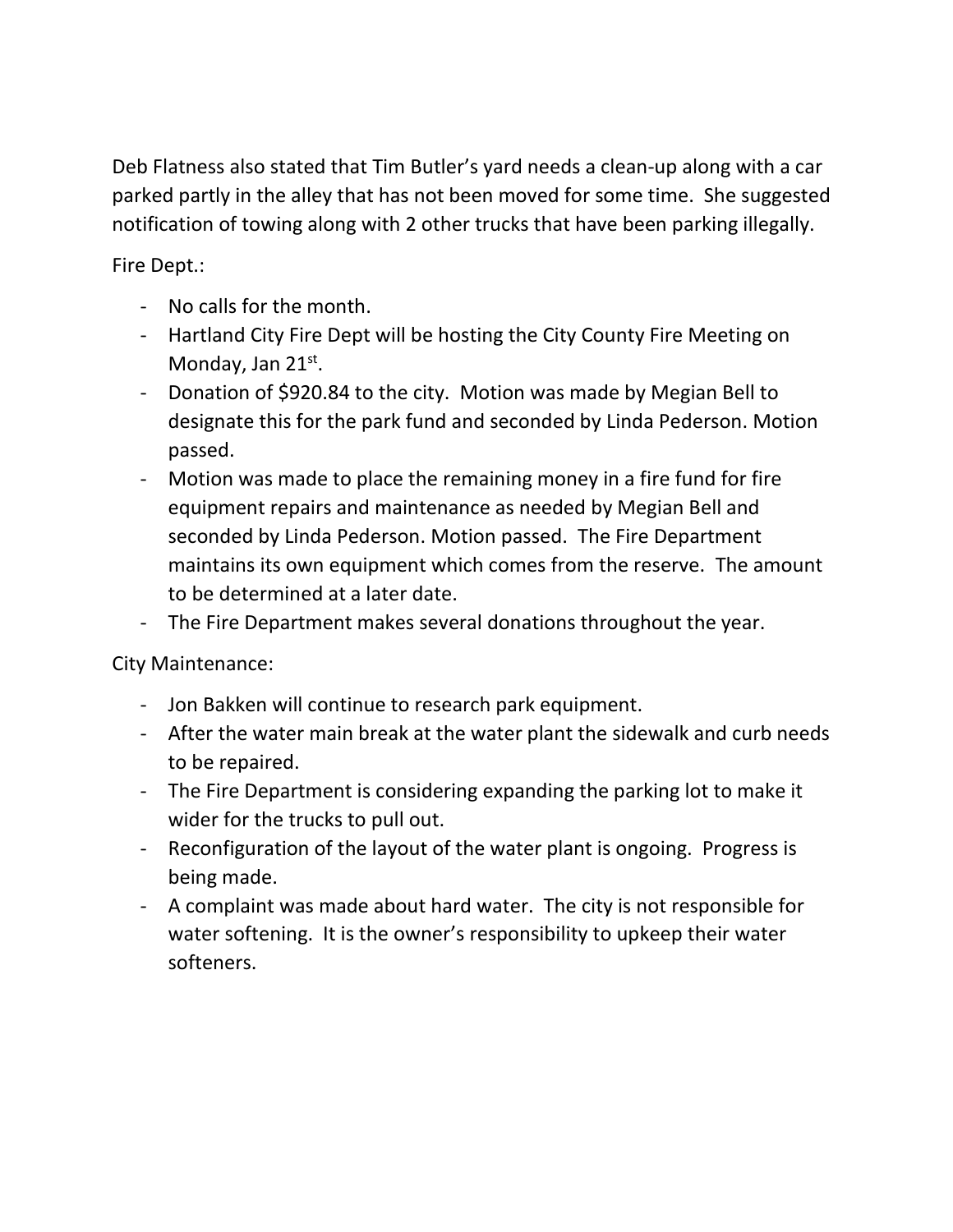Deb Flatness also stated that Tim Butler's yard needs a clean-up along with a car parked partly in the alley that has not been moved for some time. She suggested notification of towing along with 2 other trucks that have been parking illegally.

Fire Dept.:

- No calls for the month.
- Hartland City Fire Dept will be hosting the City County Fire Meeting on Monday, Jan 21st.
- Donation of $920.84 to the city. Motion was made by Megian Bell to designate this for the park fund and seconded by Linda Pederson. Motion passed.
- Motion was made to place the remaining money in a fire fund for fire equipment repairs and maintenance as needed by Megian Bell and seconded by Linda Pederson. Motion passed. The Fire Department maintains its own equipment which comes from the reserve. The amount to be determined at a later date.
- The Fire Department makes several donations throughout the year.

City Maintenance:

- Jon Bakken will continue to research park equipment.
- After the water main break at the water plant the sidewalk and curb needs to be repaired.
- The Fire Department is considering expanding the parking lot to make it wider for the trucks to pull out.
- Reconfiguration of the layout of the water plant is ongoing. Progress is being made.
- A complaint was made about hard water. The city is not responsible for water softening. It is the owner's responsibility to upkeep their water softeners.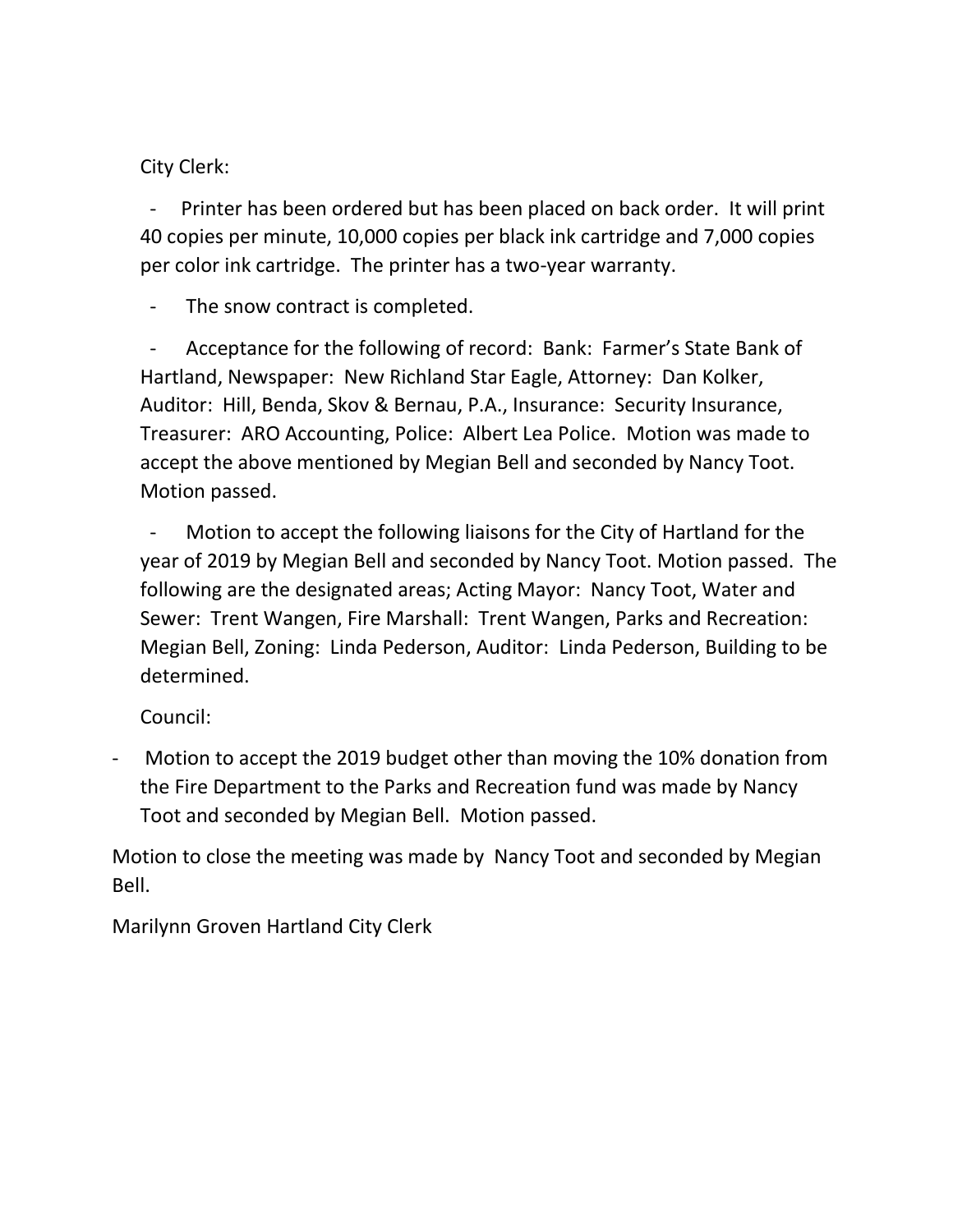City Clerk:

- Printer has been ordered but has been placed on back order. It will print 40 copies per minute, 10,000 copies per black ink cartridge and 7,000 copies per color ink cartridge. The printer has a two-year warranty.

- The snow contract is completed.

- Acceptance for the following of record: Bank: Farmer's State Bank of Hartland, Newspaper: New Richland Star Eagle, Attorney: Dan Kolker, Auditor: Hill, Benda, Skov & Bernau, P.A., Insurance: Security Insurance, Treasurer: ARO Accounting, Police: Albert Lea Police. Motion was made to accept the above mentioned by Megian Bell and seconded by Nancy Toot. Motion passed.

- Motion to accept the following liaisons for the City of Hartland for the year of 2019 by Megian Bell and seconded by Nancy Toot. Motion passed. The following are the designated areas; Acting Mayor: Nancy Toot, Water and Sewer: Trent Wangen, Fire Marshall: Trent Wangen, Parks and Recreation: Megian Bell, Zoning: Linda Pederson, Auditor: Linda Pederson, Building to be determined.

Council:

- Motion to accept the 2019 budget other than moving the 10% donation from the Fire Department to the Parks and Recreation fund was made by Nancy Toot and seconded by Megian Bell. Motion passed.

Motion to close the meeting was made by Nancy Toot and seconded by Megian Bell.

Marilynn Groven Hartland City Clerk